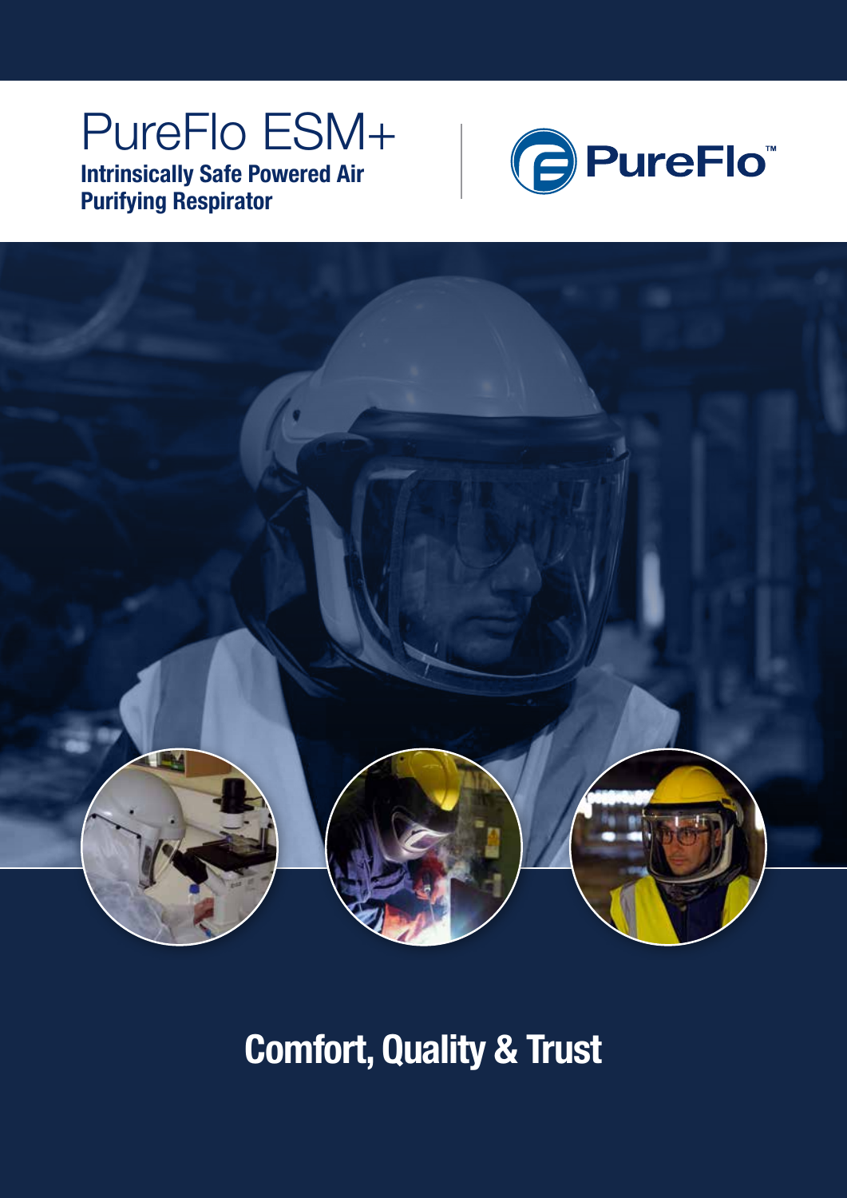# PureFlo ESM+

**Intrinsically Safe Powered Air Purifying Respirator**

PureFlo™

## Comfort, Quality & Trust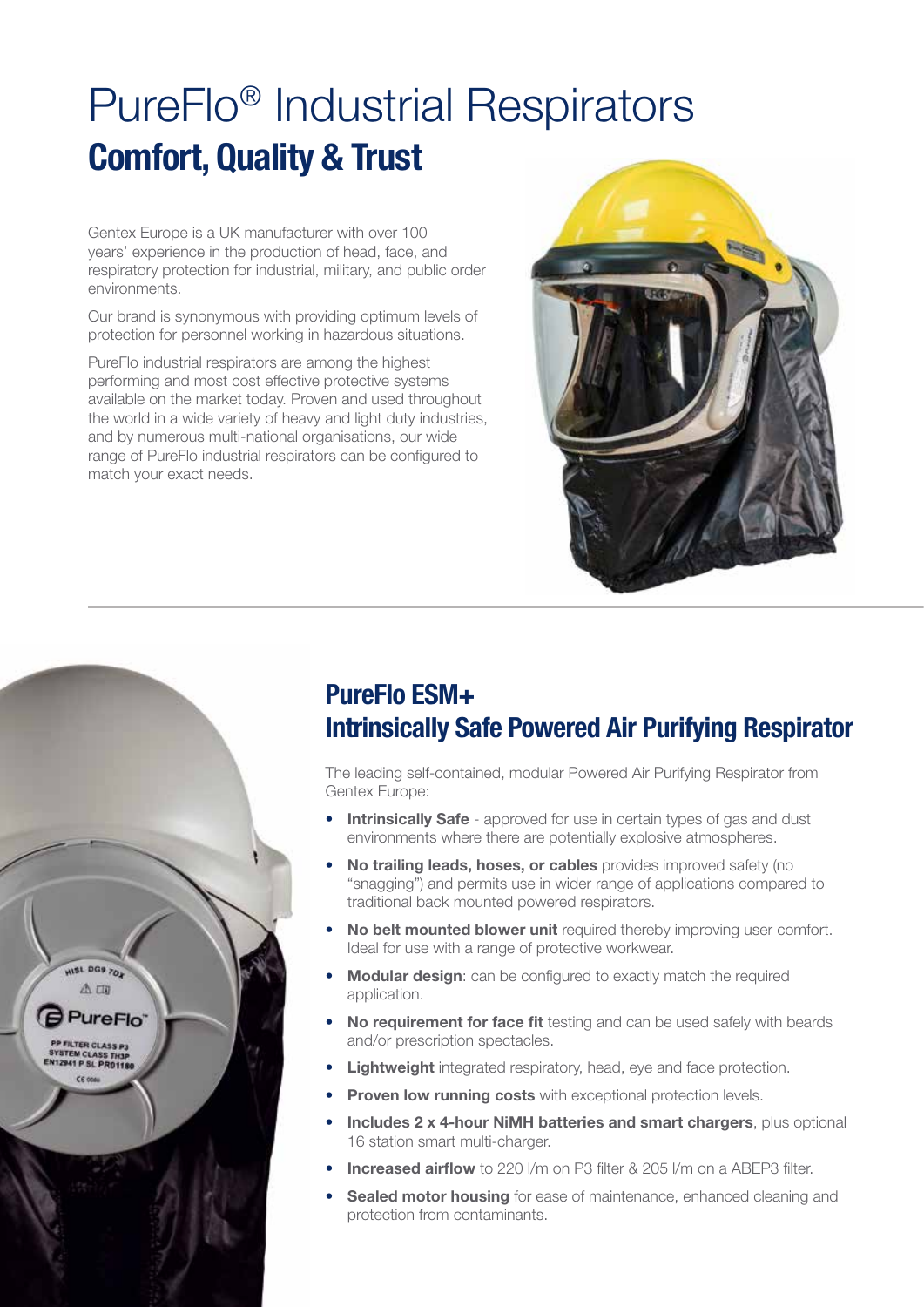# PureFlo® Industrial Respirators

## Comfort, Quality & Trust

Gentex Europe is a UK manufacturer with over 100 years' experience in the production of head, face, and respiratory protection for industrial, military, and public order environments.

Our brand is synonymous with providing optimum levels of protection for personnel working in hazardous situations.

PureFlo industrial respirators are among the highest performing and most cost effective protective systems available on the market today. Proven and used throughout the world in a wide variety of heavy and light duty industries, and by numerous multi-national organisations, our wide range of PureFlo industrial respirators can be configured to match your exact needs.

## PureFlo ESM+ Intrinsically Safe Powered Air Purifying Respirator

The leading self-contained, modular Powered Air Purifying Respirator from Gentex Europe:

- **Intrinsically Safe** - approved for use in certain types of gas and dust environments where there are potentially explosive atmospheres.
- **No trailing leads, hoses, or cables** provides improved safety (no "snagging") and permits use in wider range of applications compared to traditional back mounted powered respirators.
- **No belt mounted blower unit** required thereby improving user comfort. Ideal for use with a range of protective workwear.
- **Modular design**: can be configured to exactly match the required application.
- **No requirement for face fit** testing and can be used safely with beards and/or prescription spectacles.
- **Lightweight** integrated respiratory, head, eye and face protection.
- **Proven low running costs** with exceptional protection levels.
- **Includes 2 x 4-hour NiMH batteries and smart chargers**, plus optional 16 station smart multi-charger.
- **Increased airflow** to 220 l/m on P3 filter & 205 l/m on a ABEP3 filter.
- **Sealed motor housing** for ease of maintenance, enhanced cleaning and protection from contaminants.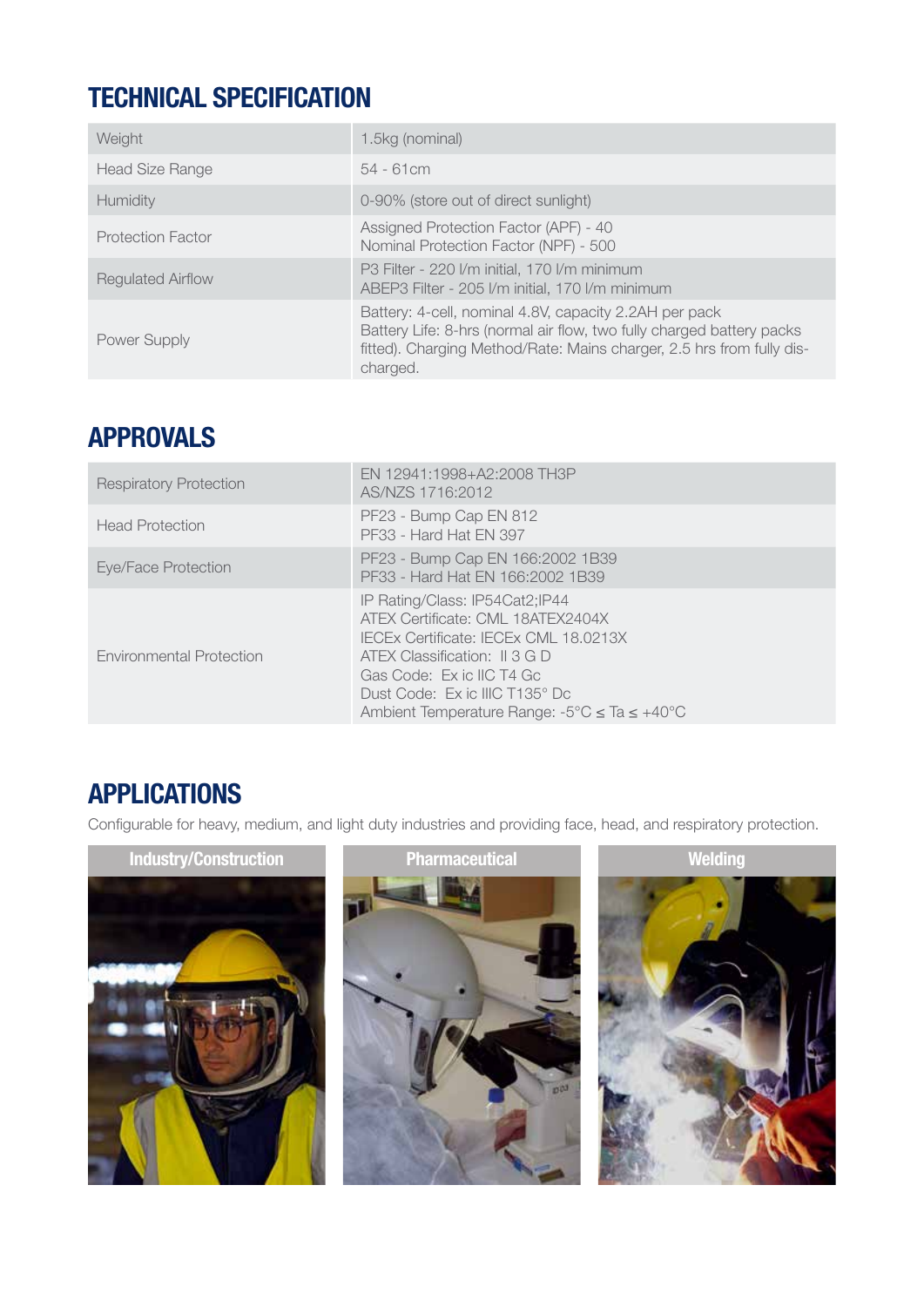## TECHNICAL SPECIFICATION

| | |
|---|---|
| Weight | 1.5kg (nominal) |
| Head Size Range | 54 - 61cm |
| Humidity | 0-90% (store out of direct sunlight) |
| Protection Factor | Assigned Protection Factor (APF) - 40<br>Nominal Protection Factor (NPF) - 500 |
| Regulated Airflow | P3 Filter - 220 l/m initial, 170 l/m minimum<br>ABEP3 Filter - 205 l/m initial, 170 l/m minimum |
| Power Supply | Battery: 4-cell, nominal 4.8V, capacity 2.2AH per pack<br>Battery Life: 8-hrs (normal air flow, two fully charged battery packs fitted). Charging Method/Rate: Mains charger, 2.5 hrs from fully dis-charged. |

## APPROVALS

| | |
|---|---|
| Respiratory Protection | EN 12941:1998+A2:2008 TH3P<br>AS/NZS 1716:2012 |
| Head Protection | PF23 - Bump Cap EN 812<br>PF33 - Hard Hat EN 397 |
| Eye/Face Protection | PF23 - Bump Cap EN 166:2002 1B39<br>PF33 - Hard Hat EN 166:2002 1B39 |
| Environmental Protection | IP Rating/Class: IP54Cat2;IP44<br>ATEX Certificate: CML 18ATEX2404X<br>IECEx Certificate: IECEx CML 18.0213X<br>ATEX Classification: II 3 G D<br>Gas Code: Ex ic IIC T4 Gc<br>Dust Code: Ex ic IIIC T135° Dc<br>Ambient Temperature Range: -5°C ≤ Ta ≤ +40°C |

## APPLICATIONS

Configurable for heavy, medium, and light duty industries and providing face, head, and respiratory protection.

**Industry/Construction**

**Pharmaceutical**

**Welding**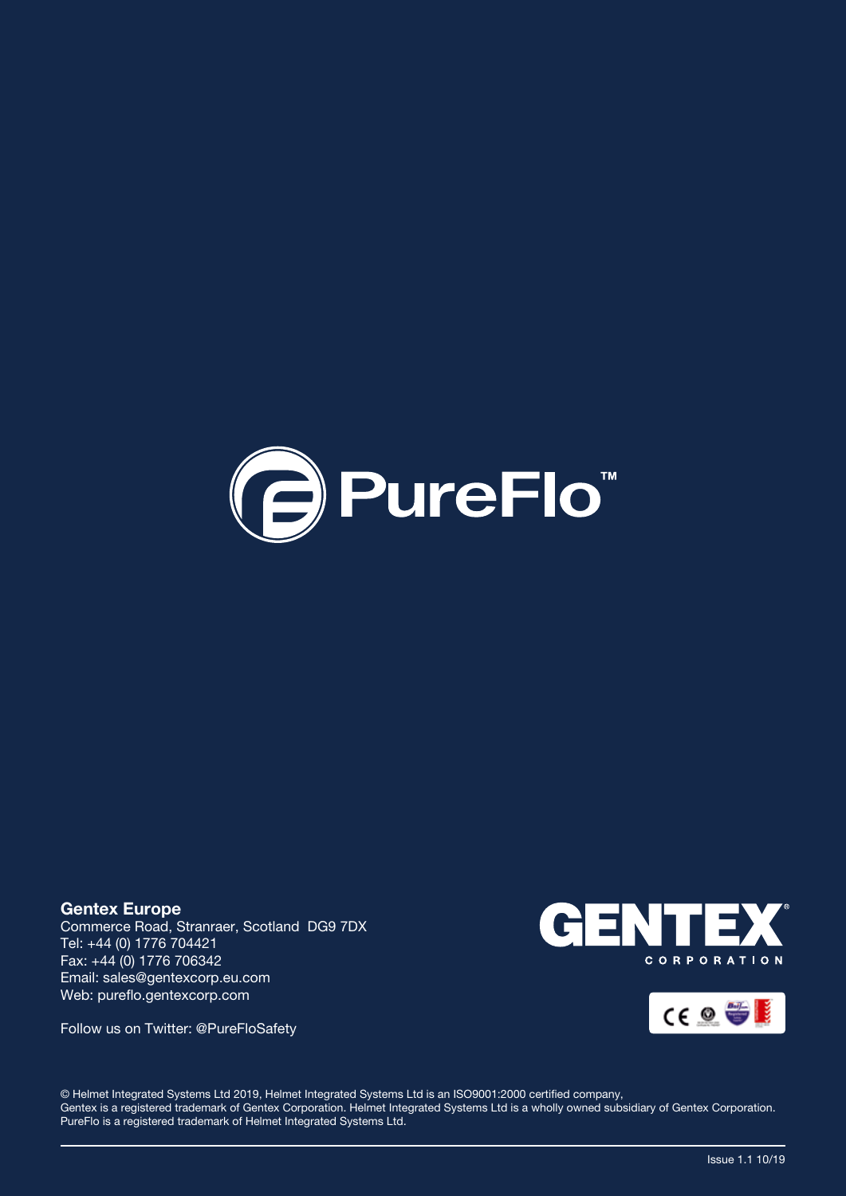PureFlo™

**Gentex Europe**
Commerce Road, Stranraer, Scotland DG9 7DX
Tel: +44 (0) 1776 704421
Fax: +44 (0) 1776 706342
Email: sales@gentexcorp.eu.com
Web: pureflo.gentexcorp.com

Follow us on Twitter: @PureFloSafety

GENTEX® CORPORATION

© Helmet Integrated Systems Ltd 2019, Helmet Integrated Systems Ltd is an ISO9001:2000 certified company,
Gentex is a registered trademark of Gentex Corporation. Helmet Integrated Systems Ltd is a wholly owned subsidiary of Gentex Corporation.
PureFlo is a registered trademark of Helmet Integrated Systems Ltd.

Issue 1.1 10/19